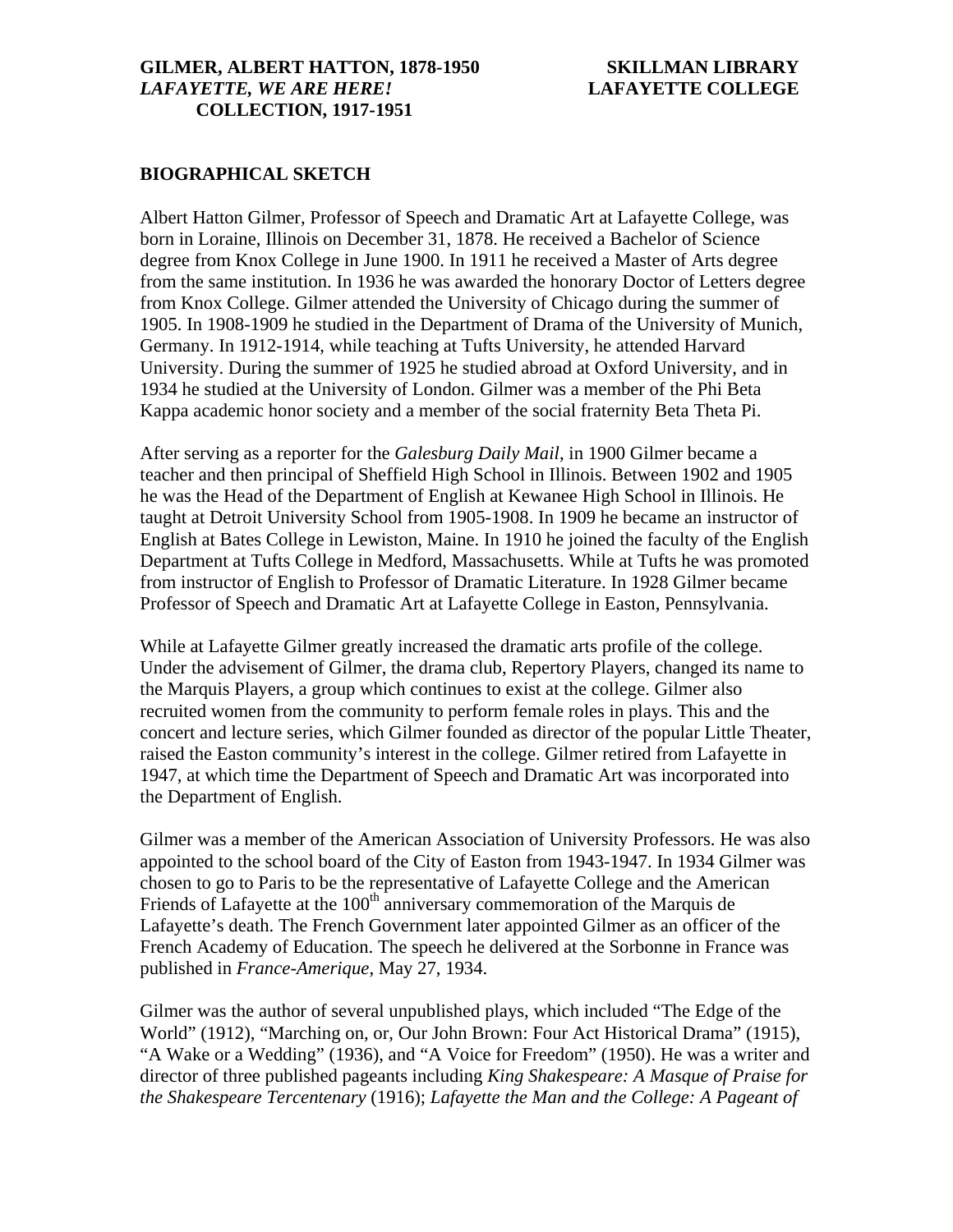# GILMER, ALBERT HATTON, 1878-1950 *LAFAYETTE, WE ARE HERE!* COLLECTION, 1917-1951

**SKILLMAN LIBRARY LAFAYETTE COLLEGE**

## BIOGRAPHICAL SKETCH

Albert Hatton Gilmer, Professor of Speech and Dramatic Art at Lafayette College, was born in Loraine, Illinois on December 31, 1878. He received a Bachelor of Science degree from Knox College in June 1900. In 1911 he received a Master of Arts degree from the same institution. In 1936 he was awarded the honorary Doctor of Letters degree from Knox College. Gilmer attended the University of Chicago during the summer of 1905. In 1908-1909 he studied in the Department of Drama of the University of Munich, Germany. In 1912-1914, while teaching at Tufts University, he attended Harvard University. During the summer of 1925 he studied abroad at Oxford University, and in 1934 he studied at the University of London. Gilmer was a member of the Phi Beta Kappa academic honor society and a member of the social fraternity Beta Theta Pi.

After serving as a reporter for the *Galesburg Daily Mail*, in 1900 Gilmer became a teacher and then principal of Sheffield High School in Illinois. Between 1902 and 1905 he was the Head of the Department of English at Kewanee High School in Illinois. He taught at Detroit University School from 1905-1908. In 1909 he became an instructor of English at Bates College in Lewiston, Maine. In 1910 he joined the faculty of the English Department at Tufts College in Medford, Massachusetts. While at Tufts he was promoted from instructor of English to Professor of Dramatic Literature. In 1928 Gilmer became Professor of Speech and Dramatic Art at Lafayette College in Easton, Pennsylvania.

While at Lafayette Gilmer greatly increased the dramatic arts profile of the college. Under the advisement of Gilmer, the drama club, Repertory Players, changed its name to the Marquis Players, a group which continues to exist at the college. Gilmer also recruited women from the community to perform female roles in plays. This and the concert and lecture series, which Gilmer founded as director of the popular Little Theater, raised the Easton community's interest in the college. Gilmer retired from Lafayette in 1947, at which time the Department of Speech and Dramatic Art was incorporated into the Department of English.

Gilmer was a member of the American Association of University Professors. He was also appointed to the school board of the City of Easton from 1943-1947. In 1934 Gilmer was chosen to go to Paris to be the representative of Lafayette College and the American Friends of Lafayette at the 100th anniversary commemoration of the Marquis de Lafayette's death. The French Government later appointed Gilmer as an officer of the French Academy of Education. The speech he delivered at the Sorbonne in France was published in *France-Amerique*, May 27, 1934.

Gilmer was the author of several unpublished plays, which included "The Edge of the World" (1912), "Marching on, or, Our John Brown: Four Act Historical Drama" (1915), "A Wake or a Wedding" (1936), and "A Voice for Freedom" (1950). He was a writer and director of three published pageants including *King Shakespeare: A Masque of Praise for the Shakespeare Tercentenary* (1916); *Lafayette the Man and the College: A Pageant of*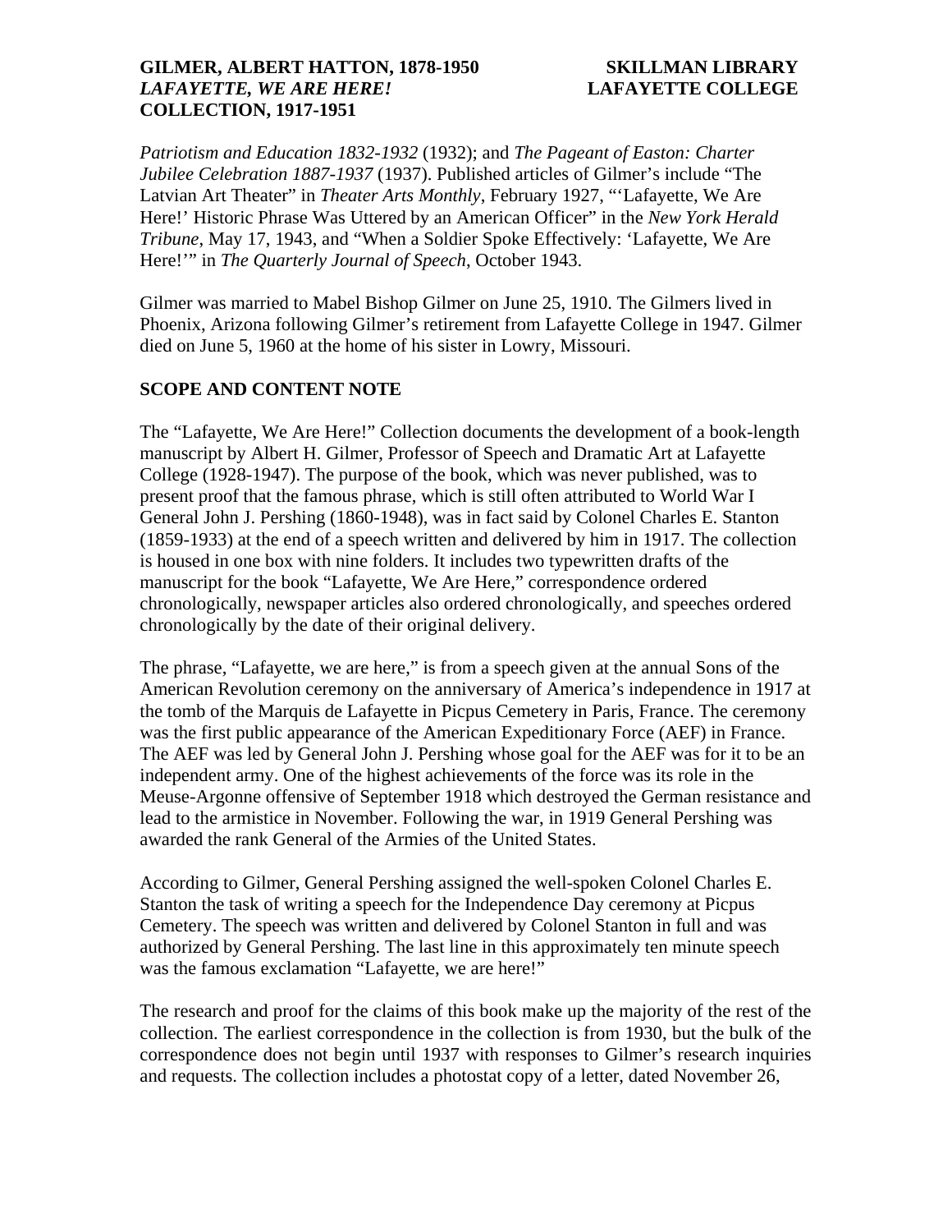*Patriotism and Education 1832-1932* (1932); and *The Pageant of Easton: Charter Jubilee Celebration 1887-1937* (1937). Published articles of Gilmer's include "The Latvian Art Theater" in *Theater Arts Monthly*, February 1927, "'Lafayette, We Are Here!' Historic Phrase Was Uttered by an American Officer" in the *New York Herald Tribune*, May 17, 1943, and "When a Soldier Spoke Effectively: 'Lafayette, We Are Here!'" in *The Quarterly Journal of Speech*, October 1943.

Gilmer was married to Mabel Bishop Gilmer on June 25, 1910. The Gilmers lived in Phoenix, Arizona following Gilmer's retirement from Lafayette College in 1947. Gilmer died on June 5, 1960 at the home of his sister in Lowry, Missouri.

## SCOPE AND CONTENT NOTE

The "Lafayette, We Are Here!" Collection documents the development of a book-length manuscript by Albert H. Gilmer, Professor of Speech and Dramatic Art at Lafayette College (1928-1947). The purpose of the book, which was never published, was to present proof that the famous phrase, which is still often attributed to World War I General John J. Pershing (1860-1948), was in fact said by Colonel Charles E. Stanton (1859-1933) at the end of a speech written and delivered by him in 1917. The collection is housed in one box with nine folders. It includes two typewritten drafts of the manuscript for the book "Lafayette, We Are Here," correspondence ordered chronologically, newspaper articles also ordered chronologically, and speeches ordered chronologically by the date of their original delivery.

The phrase, "Lafayette, we are here," is from a speech given at the annual Sons of the American Revolution ceremony on the anniversary of America's independence in 1917 at the tomb of the Marquis de Lafayette in Picpus Cemetery in Paris, France. The ceremony was the first public appearance of the American Expeditionary Force (AEF) in France. The AEF was led by General John J. Pershing whose goal for the AEF was for it to be an independent army. One of the highest achievements of the force was its role in the Meuse-Argonne offensive of September 1918 which destroyed the German resistance and lead to the armistice in November. Following the war, in 1919 General Pershing was awarded the rank General of the Armies of the United States.

According to Gilmer, General Pershing assigned the well-spoken Colonel Charles E. Stanton the task of writing a speech for the Independence Day ceremony at Picpus Cemetery. The speech was written and delivered by Colonel Stanton in full and was authorized by General Pershing. The last line in this approximately ten minute speech was the famous exclamation "Lafayette, we are here!"

The research and proof for the claims of this book make up the majority of the rest of the collection. The earliest correspondence in the collection is from 1930, but the bulk of the correspondence does not begin until 1937 with responses to Gilmer's research inquiries and requests. The collection includes a photostat copy of a letter, dated November 26,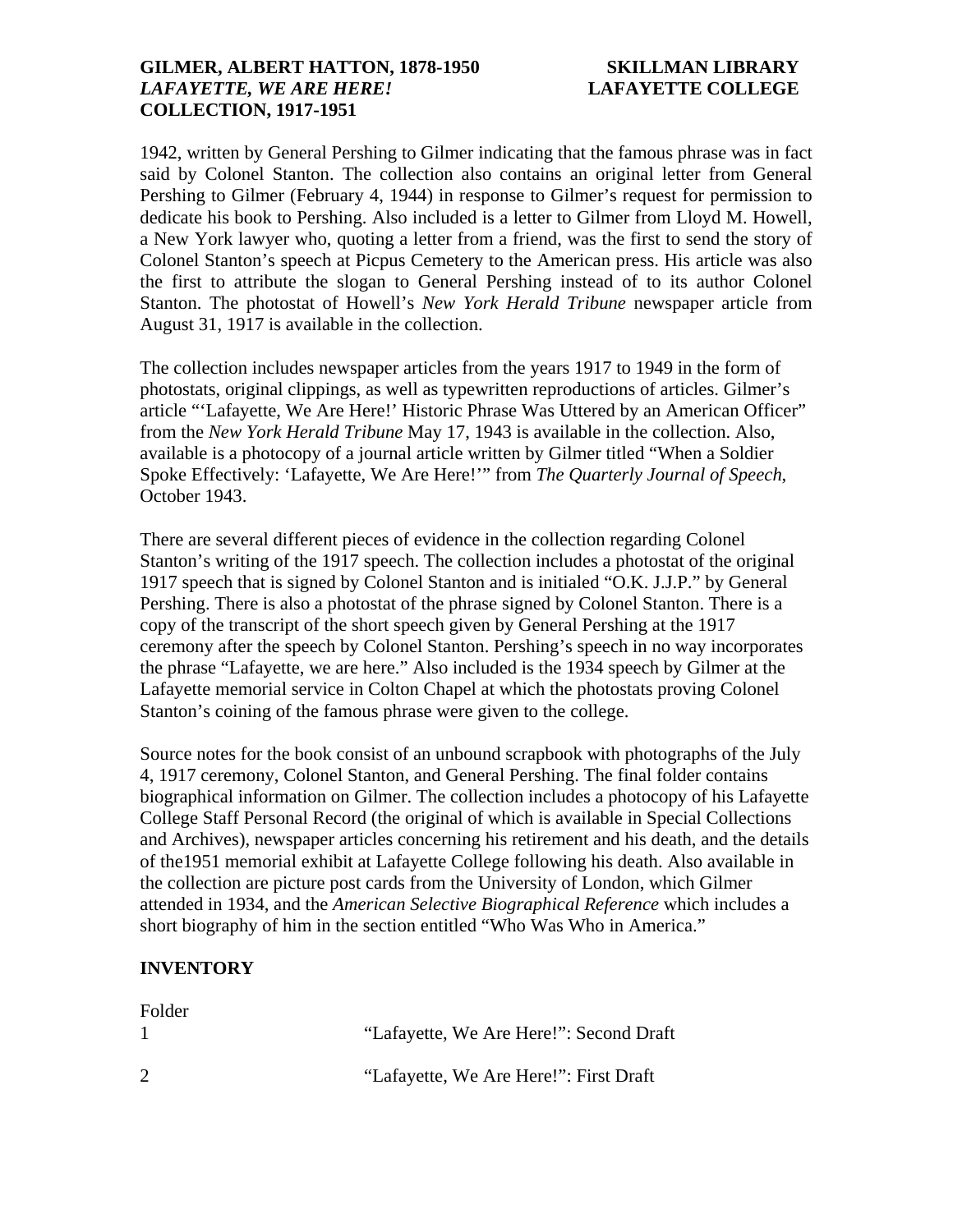1942, written by General Pershing to Gilmer indicating that the famous phrase was in fact said by Colonel Stanton. The collection also contains an original letter from General Pershing to Gilmer (February 4, 1944) in response to Gilmer's request for permission to dedicate his book to Pershing. Also included is a letter to Gilmer from Lloyd M. Howell, a New York lawyer who, quoting a letter from a friend, was the first to send the story of Colonel Stanton's speech at Picpus Cemetery to the American press. His article was also the first to attribute the slogan to General Pershing instead of to its author Colonel Stanton. The photostat of Howell's *New York Herald Tribune* newspaper article from August 31, 1917 is available in the collection.

The collection includes newspaper articles from the years 1917 to 1949 in the form of photostats, original clippings, as well as typewritten reproductions of articles. Gilmer's article "'Lafayette, We Are Here!' Historic Phrase Was Uttered by an American Officer" from the *New York Herald Tribune* May 17, 1943 is available in the collection. Also, available is a photocopy of a journal article written by Gilmer titled "When a Soldier Spoke Effectively: 'Lafayette, We Are Here!'" from *The Quarterly Journal of Speech*, October 1943.

There are several different pieces of evidence in the collection regarding Colonel Stanton's writing of the 1917 speech. The collection includes a photostat of the original 1917 speech that is signed by Colonel Stanton and is initialed "O.K. J.J.P." by General Pershing. There is also a photostat of the phrase signed by Colonel Stanton. There is a copy of the transcript of the short speech given by General Pershing at the 1917 ceremony after the speech by Colonel Stanton. Pershing's speech in no way incorporates the phrase "Lafayette, we are here." Also included is the 1934 speech by Gilmer at the Lafayette memorial service in Colton Chapel at which the photostats proving Colonel Stanton's coining of the famous phrase were given to the college.

Source notes for the book consist of an unbound scrapbook with photographs of the July 4, 1917 ceremony, Colonel Stanton, and General Pershing. The final folder contains biographical information on Gilmer. The collection includes a photocopy of his Lafayette College Staff Personal Record (the original of which is available in Special Collections and Archives), newspaper articles concerning his retirement and his death, and the details of the1951 memorial exhibit at Lafayette College following his death. Also available in the collection are picture post cards from the University of London, which Gilmer attended in 1934, and the *American Selective Biographical Reference* which includes a short biography of him in the section entitled "Who Was Who in America."

## INVENTORY

| Folder | |
|---|---|
| 1 | "Lafayette, We Are Here!": Second Draft |
| 2 | "Lafayette, We Are Here!": First Draft |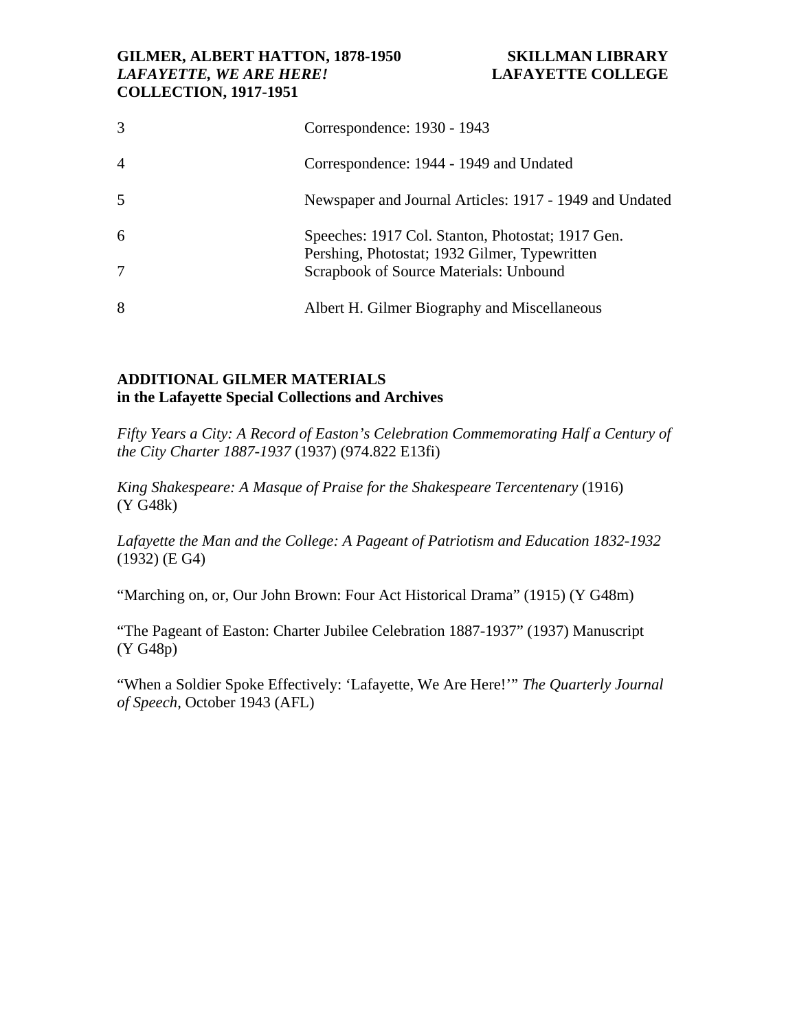| | |
|---|---|
| 3 | Correspondence: 1930 - 1943 |
| 4 | Correspondence: 1944 - 1949 and Undated |
| 5 | Newspaper and Journal Articles: 1917 - 1949 and Undated |
| 6 | Speeches: 1917 Col. Stanton, Photostat; 1917 Gen. Pershing, Photostat; 1932 Gilmer, Typewritten |
| 7 | Scrapbook of Source Materials: Unbound |
| 8 | Albert H. Gilmer Biography and Miscellaneous |

**ADDITIONAL GILMER MATERIALS**
**in the Lafayette Special Collections and Archives**

*Fifty Years a City: A Record of Easton's Celebration Commemorating Half a Century of the City Charter 1887-1937* (1937) (974.822 E13fi)

*King Shakespeare: A Masque of Praise for the Shakespeare Tercentenary* (1916) (Y G48k)

*Lafayette the Man and the College: A Pageant of Patriotism and Education 1832-1932* (1932) (E G4)

"Marching on, or, Our John Brown: Four Act Historical Drama" (1915) (Y G48m)

"The Pageant of Easton: Charter Jubilee Celebration 1887-1937" (1937) Manuscript (Y G48p)

"When a Soldier Spoke Effectively: 'Lafayette, We Are Here!'" *The Quarterly Journal of Speech*, October 1943 (AFL)